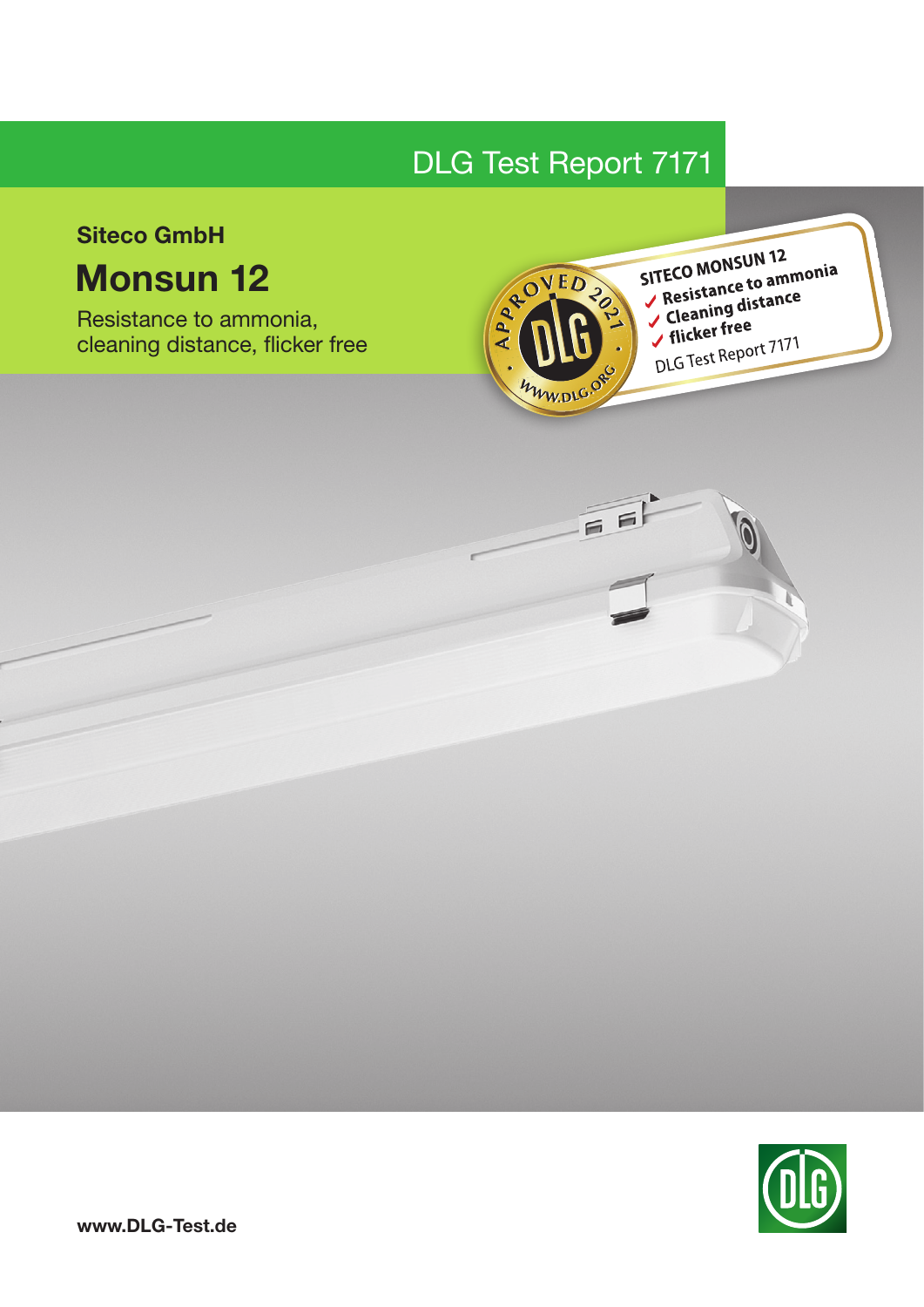DLG Test Report 7171

**Siteco GmbH**

# Monsun 12

Resistance to ammonia, cleaning distance, flicker free

www.DLG-Test.de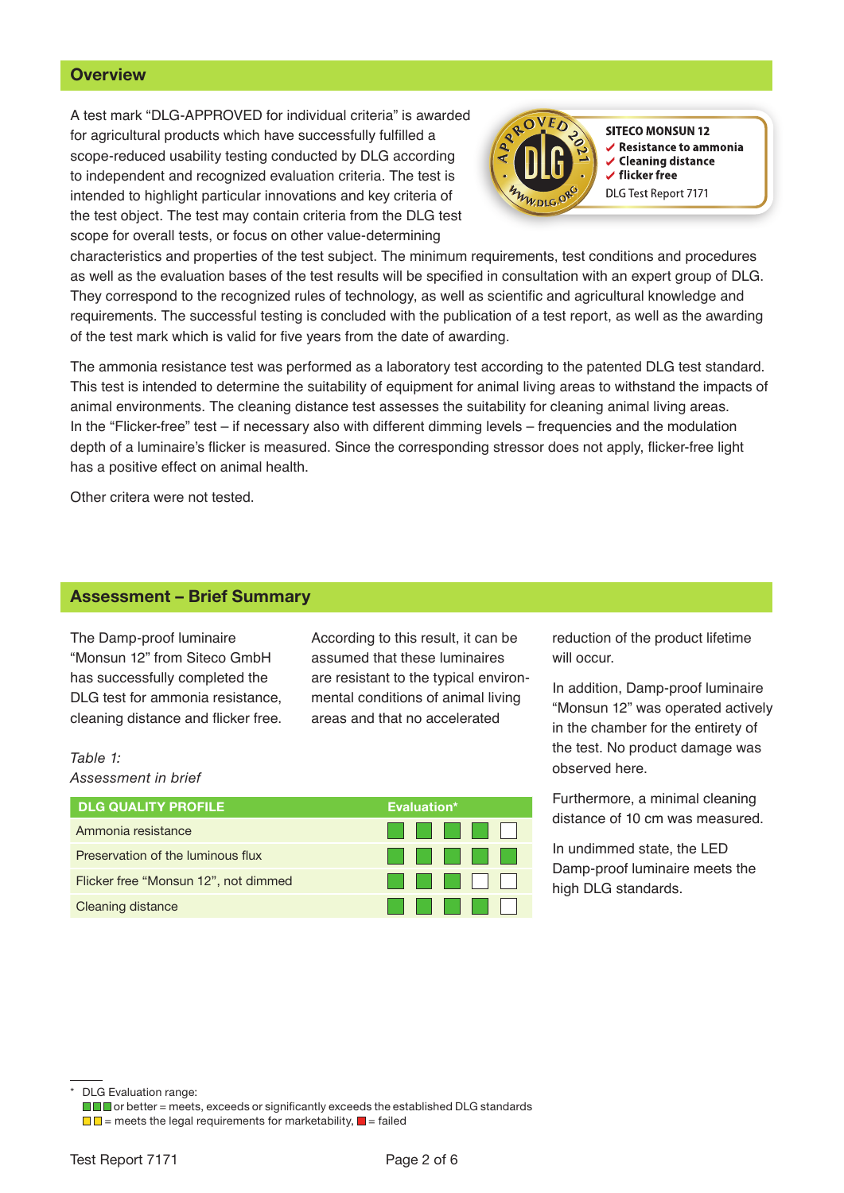## Overview

A test mark "DLG-APPROVED for individual criteria" is awarded for agricultural products which have successfully fulfilled a scope-reduced usability testing conducted by DLG according to independent and recognized evaluation criteria. The test is intended to highlight particular innovations and key criteria of the test object. The test may contain criteria from the DLG test scope for overall tests, or focus on other value-determining characteristics and properties of the test subject. The minimum requirements, test conditions and procedures as well as the evaluation bases of the test results will be specified in consultation with an expert group of DLG. They correspond to the recognized rules of technology, as well as scientific and agricultural knowledge and requirements. The successful testing is concluded with the publication of a test report, as well as the awarding of the test mark which is valid for five years from the date of awarding.

APPROVED 2021 DLG WWW.DLG.ORG

**SITECO MONSUN 12**
- ✔ **Resistance to ammonia**
- ✔ **Cleaning distance**
- ✔ **flicker free**

DLG Test Report 7171

The ammonia resistance test was performed as a laboratory test according to the patented DLG test standard. This test is intended to determine the suitability of equipment for animal living areas to withstand the impacts of animal environments. The cleaning distance test assesses the suitability for cleaning animal living areas. In the "Flicker-free" test – if necessary also with different dimming levels – frequencies and the modulation depth of a luminaire's flicker is measured. Since the corresponding stressor does not apply, flicker-free light has a positive effect on animal health.

Other critera were not tested.

## Assessment – Brief Summary

The Damp-proof luminaire "Monsun 12" from Siteco GmbH has successfully completed the DLG test for ammonia resistance, cleaning distance and flicker free.

According to this result, it can be assumed that these luminaires are resistant to the typical environmental conditions of animal living areas and that no accelerated reduction of the product lifetime will occur.

In addition, Damp-proof luminaire "Monsun 12" was operated actively in the chamber for the entirety of the test. No product damage was observed here.

Furthermore, a minimal cleaning distance of 10 cm was measured.

In undimmed state, the LED Damp-proof luminaire meets the high DLG standards.

*Table 1: Assessment in brief*

| DLG QUALITY PROFILE | Evaluation* |
|---|---|
| Ammonia resistance | ■■■■□ |
| Preservation of the luminous flux | ■■■■■ |
| Flicker free "Monsun 12", not dimmed | ■■■□□ |
| Cleaning distance | ■■■■□ |

\* DLG Evaluation range:
■■■ or better = meets, exceeds or significantly exceeds the established DLG standards
■■ = meets the legal requirements for marketability, ■ = failed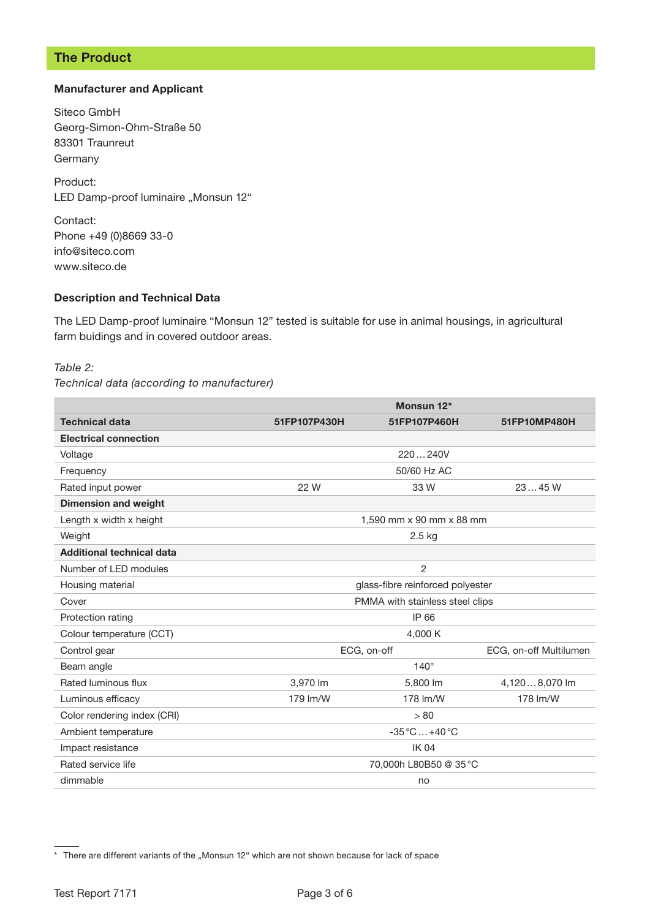## The Product

### Manufacturer and Applicant

Siteco GmbH
Georg-Simon-Ohm-Straße 50
83301 Traunreut
Germany

Product:
LED Damp-proof luminaire „Monsun 12“

Contact:
Phone +49 (0)8669 33-0
info@siteco.com
www.siteco.de

### Description and Technical Data

The LED Damp-proof luminaire “Monsun 12” tested is suitable for use in animal housings, in agricultural farm buidings and in covered outdoor areas.

*Table 2:*
*Technical data (according to manufacturer)*

| | Monsun 12* | | |
|---|---|---|---|
| **Technical data** | **51FP107P430H** | **51FP107P460H** | **51FP10MP480H** |
| **Electrical connection** | | | |
| Voltage | 220 … 240V | | |
| Frequency | 50/60 Hz AC | | |
| Rated input power | 22 W | 33 W | 23 … 45 W |
| **Dimension and weight** | | | |
| Length x width x height | 1,590 mm x 90 mm x 88 mm | | |
| Weight | 2.5 kg | | |
| **Additional technical data** | | | |
| Number of LED modules | 2 | | |
| Housing material | glass-fibre reinforced polyester | | |
| Cover | PMMA with stainless steel clips | | |
| Protection rating | IP 66 | | |
| Colour temperature (CCT) | 4,000 K | | |
| Control gear | ECG, on-off | | ECG, on-off Multilumen |
| Beam angle | 140° | | |
| Rated luminous flux | 3,970 lm | 5,800 lm | 4,120 … 8,070 lm |
| Luminous efficacy | 179 lm/W | 178 lm/W | 178 lm/W |
| Color rendering index (CRI) | > 80 | | |
| Ambient temperature | -35 °C … +40 °C | | |
| Impact resistance | IK 04 | | |
| Rated service life | 70,000h L80B50 @ 35 °C | | |
| dimmable | no | | |

* There are different variants of the „Monsun 12“ which are not shown because for lack of space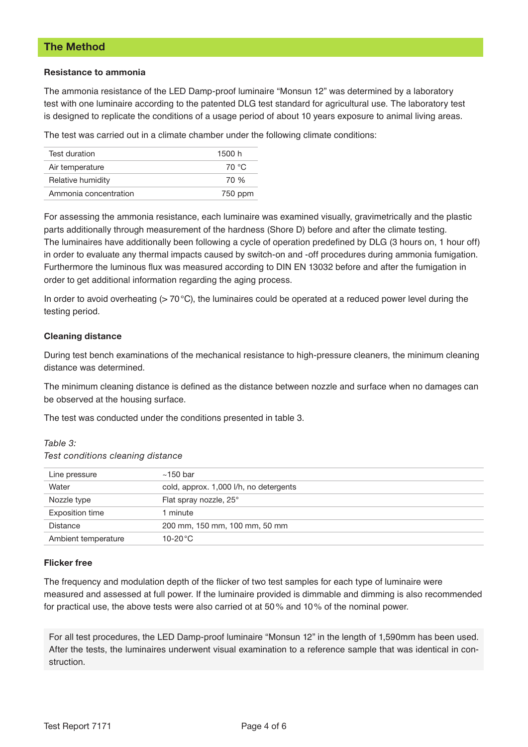## The Method

### Resistance to ammonia

The ammonia resistance of the LED Damp-proof luminaire “Monsun 12” was determined by a laboratory test with one luminaire according to the patented DLG test standard for agricultural use. The laboratory test is designed to replicate the conditions of a usage period of about 10 years exposure to animal living areas.

The test was carried out in a climate chamber under the following climate conditions:

| | |
|---|---|
| Test duration | 1500 h |
| Air temperature | 70 °C |
| Relative humidity | 70 % |
| Ammonia concentration | 750 ppm |

For assessing the ammonia resistance, each luminaire was examined visually, gravimetrically and the plastic parts additionally through measurement of the hardness (Shore D) before and after the climate testing. The luminaires have additionally been following a cycle of operation predefined by DLG (3 hours on, 1 hour off) in order to evaluate any thermal impacts caused by switch-on and -off procedures during ammonia fumigation. Furthermore the luminous flux was measured according to DIN EN 13032 before and after the fumigation in order to get additional information regarding the aging process.

In order to avoid overheating (> 70 °C), the luminaires could be operated at a reduced power level during the testing period.

### Cleaning distance

During test bench examinations of the mechanical resistance to high-pressure cleaners, the minimum cleaning distance was determined.

The minimum cleaning distance is defined as the distance between nozzle and surface when no damages can be observed at the housing surface.

The test was conducted under the conditions presented in table 3.

*Table 3:*
*Test conditions cleaning distance*

| | |
|---|---|
| Line pressure | ~150 bar |
| Water | cold, approx. 1,000 l/h, no detergents |
| Nozzle type | Flat spray nozzle, 25° |
| Exposition time | 1 minute |
| Distance | 200 mm, 150 mm, 100 mm, 50 mm |
| Ambient temperature | 10-20 °C |

### Flicker free

The frequency and modulation depth of the flicker of two test samples for each type of luminaire were measured and assessed at full power. If the luminaire provided is dimmable and dimming is also recommended for practical use, the above tests were also carried ot at 50 % and 10 % of the nominal power.

For all test procedures, the LED Damp-proof luminaire “Monsun 12” in the length of 1,590mm has been used. After the tests, the luminaires underwent visual examination to a reference sample that was identical in construction.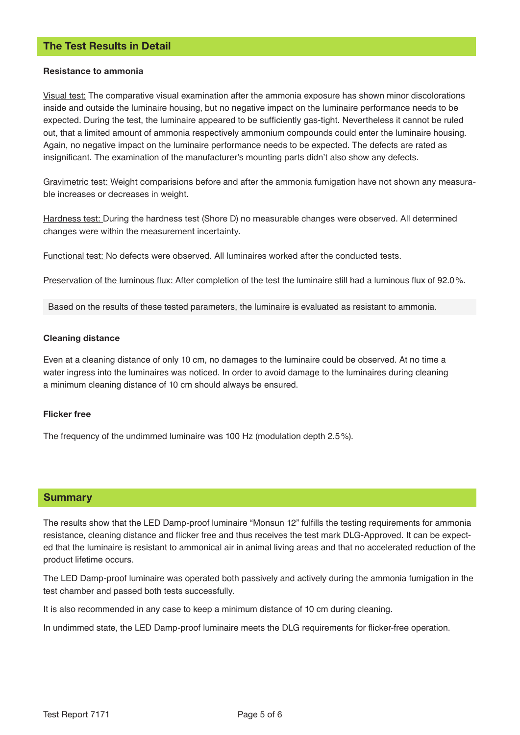## The Test Results in Detail

**Resistance to ammonia**

Visual test: The comparative visual examination after the ammonia exposure has shown minor discolorations inside and outside the luminaire housing, but no negative impact on the luminaire performance needs to be expected. During the test, the luminaire appeared to be sufficiently gas-tight. Nevertheless it cannot be ruled out, that a limited amount of ammonia respectively ammonium compounds could enter the luminaire housing. Again, no negative impact on the luminaire performance needs to be expected. The defects are rated as insignificant. The examination of the manufacturer's mounting parts didn't also show any defects.

Gravimetric test: Weight comparisions before and after the ammonia fumigation have not shown any measurable increases or decreases in weight.

Hardness test: During the hardness test (Shore D) no measurable changes were observed. All determined changes were within the measurement incertainty.

Functional test: No defects were observed. All luminaires worked after the conducted tests.

Preservation of the luminous flux: After completion of the test the luminaire still had a luminous flux of 92.0 %.

Based on the results of these tested parameters, the luminaire is evaluated as resistant to ammonia.

**Cleaning distance**

Even at a cleaning distance of only 10 cm, no damages to the luminaire could be observed. At no time a water ingress into the luminaires was noticed. In order to avoid damage to the luminaires during cleaning a minimum cleaning distance of 10 cm should always be ensured.

**Flicker free**

The frequency of the undimmed luminaire was 100 Hz (modulation depth 2.5 %).

## Summary

The results show that the LED Damp-proof luminaire "Monsun 12" fulfills the testing requirements for ammonia resistance, cleaning distance and flicker free and thus receives the test mark DLG-Approved. It can be expected that the luminaire is resistant to ammonical air in animal living areas and that no accelerated reduction of the product lifetime occurs.

The LED Damp-proof luminaire was operated both passively and actively during the ammonia fumigation in the test chamber and passed both tests successfully.

It is also recommended in any case to keep a minimum distance of 10 cm during cleaning.

In undimmed state, the LED Damp-proof luminaire meets the DLG requirements for flicker-free operation.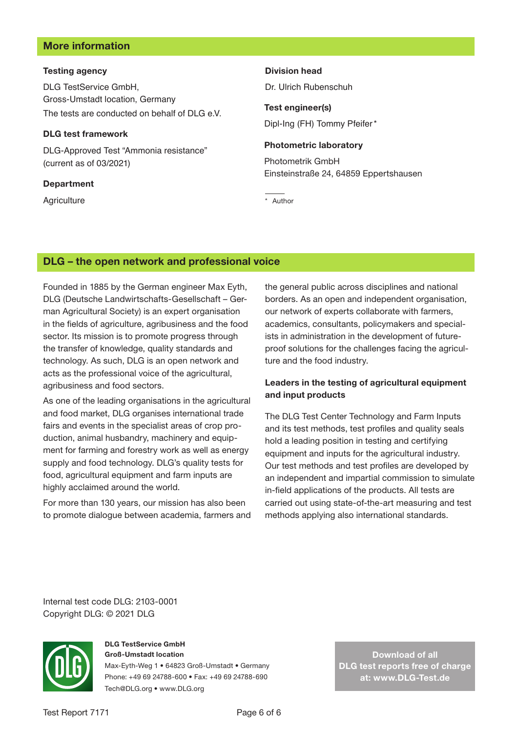## More information

**Testing agency**

DLG TestService GmbH,
Gross-Umstadt location, Germany
The tests are conducted on behalf of DLG e.V.

**DLG test framework**

DLG-Approved Test “Ammonia resistance”
(current as of 03/2021)

**Department**

Agriculture

**Division head**

Dr. Ulrich Rubenschuh

**Test engineer(s)**

Dipl-Ing (FH) Tommy Pfeifer*

**Photometric laboratory**

Photometrik GmbH
Einsteinstraße 24, 64859 Eppertshausen

\* Author

## DLG – the open network and professional voice

Founded in 1885 by the German engineer Max Eyth, DLG (Deutsche Landwirtschafts-Gesellschaft – German Agricultural Society) is an expert organisation in the fields of agriculture, agribusiness and the food sector. Its mission is to promote progress through the transfer of knowledge, quality standards and technology. As such, DLG is an open network and acts as the professional voice of the agricultural, agribusiness and food sectors.

As one of the leading organisations in the agricultural and food market, DLG organises international trade fairs and events in the specialist areas of crop production, animal husbandry, machinery and equipment for farming and forestry work as well as energy supply and food technology. DLG's quality tests for food, agricultural equipment and farm inputs are highly acclaimed around the world.

For more than 130 years, our mission has also been to promote dialogue between academia, farmers and the general public across disciplines and national borders. As an open and independent organisation, our network of experts collaborate with farmers, academics, consultants, policymakers and specialists in administration in the development of future-proof solutions for the challenges facing the agriculture and the food industry.

### Leaders in the testing of agricultural equipment and input products

The DLG Test Center Technology and Farm Inputs and its test methods, test profiles and quality seals hold a leading position in testing and certifying equipment and inputs for the agricultural industry. Our test methods and test profiles are developed by an independent and impartial commission to simulate in-field applications of the products. All tests are carried out using state-of-the-art measuring and test methods applying also international standards.

Internal test code DLG: 2103-0001
Copyright DLG: © 2021 DLG

**DLG TestService GmbH**
**Groß-Umstadt location**
Max-Eyth-Weg 1 • 64823 Groß-Umstadt • Germany
Phone: +49 69 24788-600 • Fax: +49 69 24788-690
Tech@DLG.org • www.DLG.org

**Download of all DLG test reports free of charge at: www.DLG-Test.de**

Test Report 7171